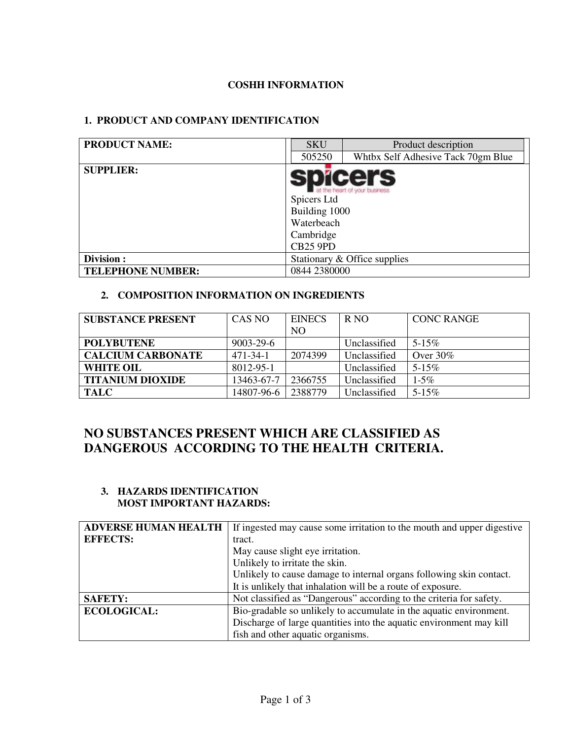# COSHH INFORMATION

## 1. PRODUCT AND COMPANY IDENTIFICATION

| | | |
|---|---|---|
| **PRODUCT NAME:** | SKU | Product description |
| | 505250 | Whtbx Self Adhesive Tack 70gm Blue |
| **SUPPLIER:** | spicers<br>at the heart of your business<br>Spicers Ltd<br>Building 1000<br>Waterbeach<br>Cambridge<br>CB25 9PD | |
| **Division :** | Stationary & Office supplies | |
| **TELEPHONE NUMBER:** | 0844 2380000 | |

## 2. COMPOSITION INFORMATION ON INGREDIENTS

| SUBSTANCE PRESENT | CAS NO | EINECS NO | R NO | CONC RANGE |
|---|---|---|---|---|
| **POLYBUTENE** | 9003-29-6 | | Unclassified | 5-15% |
| **CALCIUM CARBONATE** | 471-34-1 | 2074399 | Unclassified | Over 30% |
| **WHITE OIL** | 8012-95-1 | | Unclassified | 5-15% |
| **TITANIUM DIOXIDE** | 13463-67-7 | 2366755 | Unclassified | 1-5% |
| **TALC** | 14807-96-6 | 2388779 | Unclassified | 5-15% |

## NO SUBSTANCES PRESENT WHICH ARE CLASSIFIED AS DANGEROUS ACCORDING TO THE HEALTH CRITERIA.

## 3. HAZARDS IDENTIFICATION
### MOST IMPORTANT HAZARDS:

| | |
|---|---|
| **ADVERSE HUMAN HEALTH EFFECTS:** | If ingested may cause some irritation to the mouth and upper digestive tract.<br>May cause slight eye irritation.<br>Unlikely to irritate the skin.<br>Unlikely to cause damage to internal organs following skin contact.<br>It is unlikely that inhalation will be a route of exposure. |
| **SAFETY:** | Not classified as "Dangerous" according to the criteria for safety. |
| **ECOLOGICAL:** | Bio-gradable so unlikely to accumulate in the aquatic environment.<br>Discharge of large quantities into the aquatic environment may kill fish and other aquatic organisms. |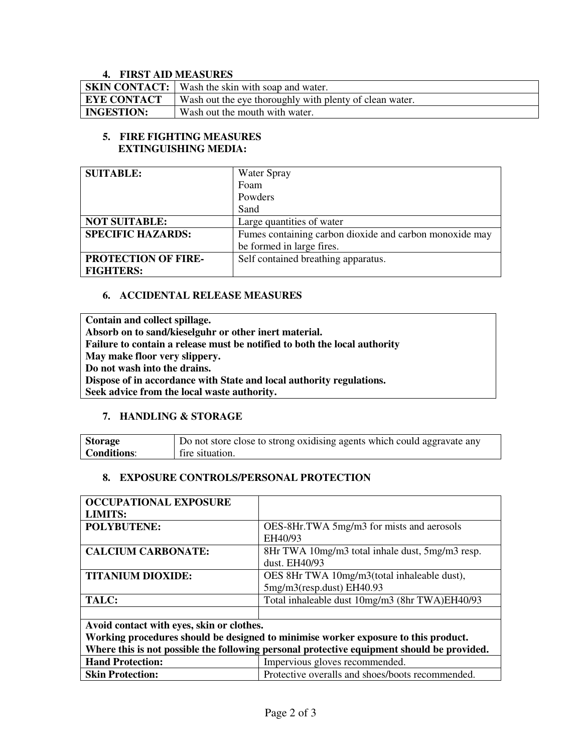## 4. FIRST AID MEASURES

| | |
|---|---|
| **SKIN CONTACT:** | Wash the skin with soap and water. |
| **EYE CONTACT** | Wash out the eye thoroughly with plenty of clean water. |
| **INGESTION:** | Wash out the mouth with water. |

## 5. FIRE FIGHTING MEASURES

### EXTINGUISHING MEDIA:

| | |
|---|---|
| **SUITABLE:** | Water Spray<br>Foam<br>Powders<br>Sand |
| **NOT SUITABLE:** | Large quantities of water |
| **SPECIFIC HAZARDS:** | Fumes containing carbon dioxide and carbon monoxide may be formed in large fires. |
| **PROTECTION OF FIRE-FIGHTERS:** | Self contained breathing apparatus. |

## 6. ACCIDENTAL RELEASE MEASURES

**Contain and collect spillage.**
**Absorb on to sand/kieselguhr or other inert material.**
**Failure to contain a release must be notified to both the local authority**
**May make floor very slippery.**
**Do not wash into the drains.**
**Dispose of in accordance with State and local authority regulations.**
**Seek advice from the local waste authority.**

## 7. HANDLING & STORAGE

| | |
|---|---|
| **Storage Conditions**: | Do not store close to strong oxidising agents which could aggravate any fire situation. |

## 8. EXPOSURE CONTROLS/PERSONAL PROTECTION

| | |
|---|---|
| **OCCUPATIONAL EXPOSURE LIMITS:** | |
| **POLYBUTENE:** | OES-8Hr.TWA 5mg/m3 for mists and aerosols EH40/93 |
| **CALCIUM CARBONATE:** | 8Hr TWA 10mg/m3 total inhale dust, 5mg/m3 resp. dust. EH40/93 |
| **TITANIUM DIOXIDE:** | OES 8Hr TWA 10mg/m3(total inhaleable dust), 5mg/m3(resp.dust) EH40.93 |
| **TALC:** | Total inhaleable dust 10mg/m3 (8hr TWA)EH40/93 |
| | |
| **Avoid contact with eyes, skin or clothes.**<br>**Working procedures should be designed to minimise worker exposure to this product.**<br>**Where this is not possible the following personal protective equipment should be provided.** | |
| **Hand Protection:** | Impervious gloves recommended. |
| **Skin Protection:** | Protective overalls and shoes/boots recommended. |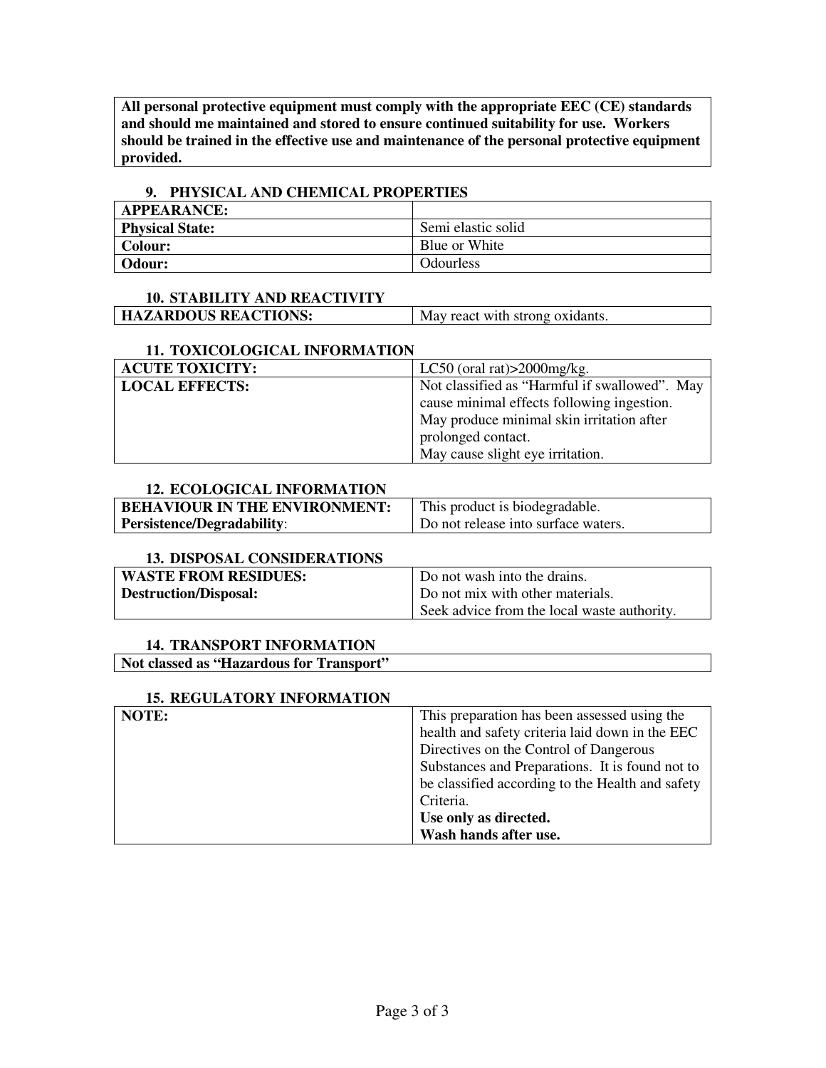**All personal protective equipment must comply with the appropriate EEC (CE) standards and should me maintained and stored to ensure continued suitability for use. Workers should be trained in the effective use and maintenance of the personal protective equipment provided.**

## 9. PHYSICAL AND CHEMICAL PROPERTIES

| | |
|---|---|
| **APPEARANCE:** | |
| **Physical State:** | Semi elastic solid |
| **Colour:** | Blue or White |
| **Odour:** | Odourless |

## 10. STABILITY AND REACTIVITY

| | |
|---|---|
| **HAZARDOUS REACTIONS:** | May react with strong oxidants. |

## 11. TOXICOLOGICAL INFORMATION

| | |
|---|---|
| **ACUTE TOXICITY:** | LC50 (oral rat)>2000mg/kg. |
| **LOCAL EFFECTS:** | Not classified as "Harmful if swallowed". May cause minimal effects following ingestion.<br>May produce minimal skin irritation after prolonged contact.<br>May cause slight eye irritation. |

## 12. ECOLOGICAL INFORMATION

| | |
|---|---|
| **BEHAVIOUR IN THE ENVIRONMENT:**<br>**Persistence/Degradability**: | This product is biodegradable.<br>Do not release into surface waters. |

## 13. DISPOSAL CONSIDERATIONS

| | |
|---|---|
| **WASTE FROM RESIDUES:**<br>**Destruction/Disposal:** | Do not wash into the drains.<br>Do not mix with other materials.<br>Seek advice from the local waste authority. |

## 14. TRANSPORT INFORMATION

**Not classed as "Hazardous for Transport"**

## 15. REGULATORY INFORMATION

| | |
|---|---|
| **NOTE:** | This preparation has been assessed using the health and safety criteria laid down in the EEC Directives on the Control of Dangerous Substances and Preparations. It is found not to be classified according to the Health and safety Criteria.<br>**Use only as directed.**<br>**Wash hands after use.** |